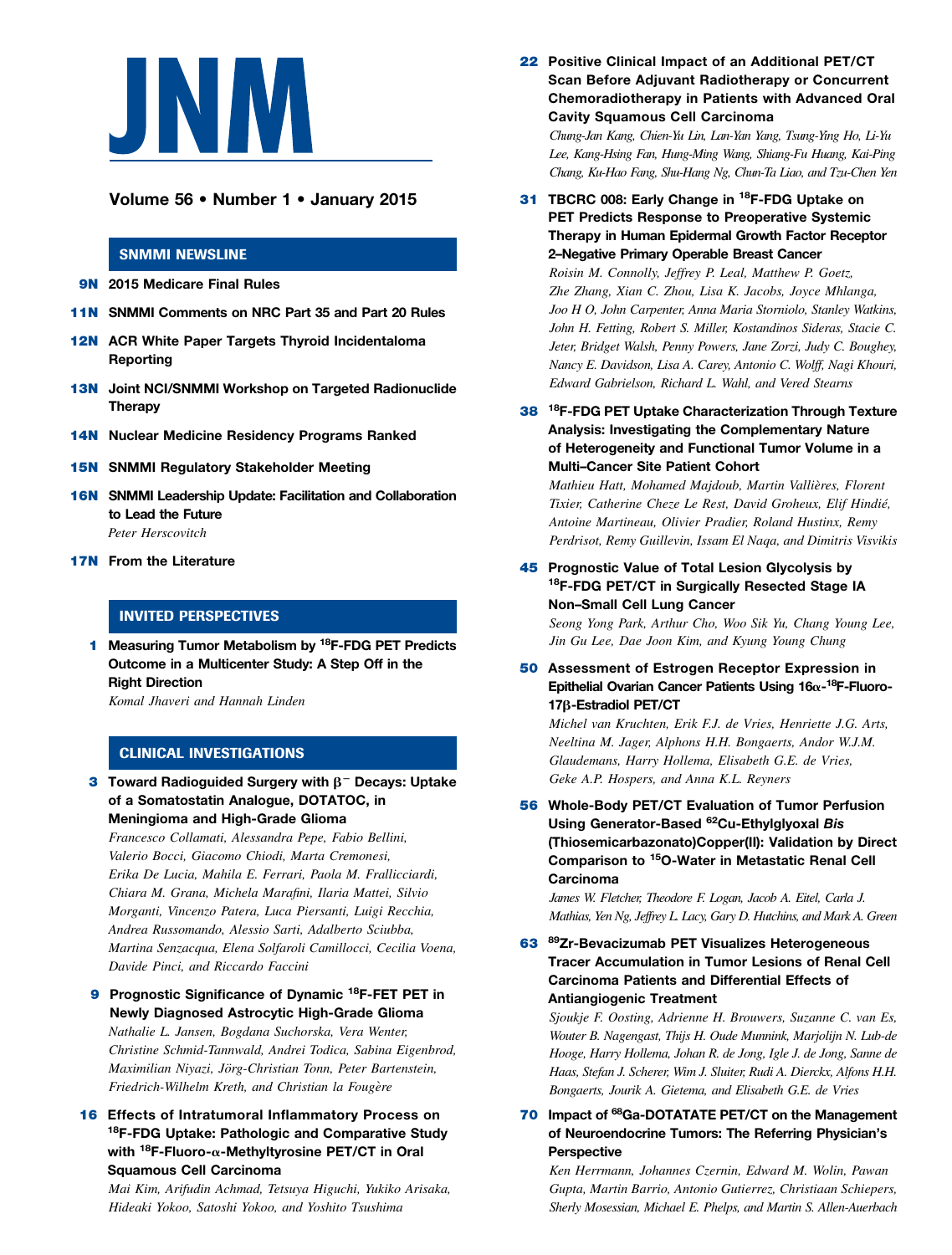# JNM

**Volume 56 • Number 1 • January 2015**

## SNMMI NEWSLINE

**9N** **2015 Medicare Final Rules**

**11N** **SNMMI Comments on NRC Part 35 and Part 20 Rules**

**12N** **ACR White Paper Targets Thyroid Incidentaloma Reporting**

**13N** **Joint NCI/SNMMI Workshop on Targeted Radionuclide Therapy**

**14N** **Nuclear Medicine Residency Programs Ranked**

**15N** **SNMMI Regulatory Stakeholder Meeting**

**16N** **SNMMI Leadership Update: Facilitation and Collaboration to Lead the Future**
*Peter Herscovitch*

**17N** **From the Literature**

## INVITED PERSPECTIVES

**1** **Measuring Tumor Metabolism by $^{18}$F-FDG PET Predicts Outcome in a Multicenter Study: A Step Off in the Right Direction**
*Komal Jhaveri and Hannah Linden*

## CLINICAL INVESTIGATIONS

**3** **Toward Radioguided Surgery with $\beta^-$ Decays: Uptake of a Somatostatin Analogue, DOTATOC, in Meningioma and High-Grade Glioma**
*Francesco Collamati, Alessandra Pepe, Fabio Bellini, Valerio Bocci, Giacomo Chiodi, Marta Cremonesi, Erika De Lucia, Mahila E. Ferrari, Paola M. Frallicciardi, Chiara M. Grana, Michela Marafini, Ilaria Mattei, Silvio Morganti, Vincenzo Patera, Luca Piersanti, Luigi Recchia, Andrea Russomando, Alessio Sarti, Adalberto Sciubba, Martina Senzacqua, Elena Solfaroli Camillocci, Cecilia Voena, Davide Pinci, and Riccardo Faccini*

**9** **Prognostic Significance of Dynamic $^{18}$F-FET PET in Newly Diagnosed Astrocytic High-Grade Glioma**
*Nathalie L. Jansen, Bogdana Suchorska, Vera Wenter, Christine Schmid-Tannwald, Andrei Todica, Sabina Eigenbrod, Maximilian Niyazi, Jörg-Christian Tonn, Peter Bartenstein, Friedrich-Wilhelm Kreth, and Christian la Fougère*

**16** **Effects of Intratumoral Inflammatory Process on $^{18}$F-FDG Uptake: Pathologic and Comparative Study with $^{18}$F-Fluoro-α-Methyltyrosine PET/CT in Oral Squamous Cell Carcinoma**
*Mai Kim, Arifudin Achmad, Tetsuya Higuchi, Yukiko Arisaka, Hideaki Yokoo, Satoshi Yokoo, and Yoshito Tsushima*

**22** **Positive Clinical Impact of an Additional PET/CT Scan Before Adjuvant Radiotherapy or Concurrent Chemoradiotherapy in Patients with Advanced Oral Cavity Squamous Cell Carcinoma**
*Chung-Jan Kang, Chien-Yu Lin, Lan-Yan Yang, Tsung-Ying Ho, Li-Yu Lee, Kang-Hsing Fan, Hung-Ming Wang, Shiang-Fu Huang, Kai-Ping Chang, Ku-Hao Fang, Shu-Hang Ng, Chun-Ta Liao, and Tzu-Chen Yen*

**31** **TBCRC 008: Early Change in $^{18}$F-FDG Uptake on PET Predicts Response to Preoperative Systemic Therapy in Human Epidermal Growth Factor Receptor 2–Negative Primary Operable Breast Cancer**
*Roisin M. Connolly, Jeffrey P. Leal, Matthew P. Goetz, Zhe Zhang, Xian C. Zhou, Lisa K. Jacobs, Joyce Mhlanga, Joo H O, John Carpenter, Anna Maria Storniolo, Stanley Watkins, John H. Fetting, Robert S. Miller, Kostandinos Sideras, Stacie C. Jeter, Bridget Walsh, Penny Powers, Jane Zorzi, Judy C. Boughey, Nancy E. Davidson, Lisa A. Carey, Antonio C. Wolff, Nagi Khouri, Edward Gabrielson, Richard L. Wahl, and Vered Stearns*

**38** **$^{18}$F-FDG PET Uptake Characterization Through Texture Analysis: Investigating the Complementary Nature of Heterogeneity and Functional Tumor Volume in a Multi–Cancer Site Patient Cohort**
*Mathieu Hatt, Mohamed Majdoub, Martin Vallières, Florent Tixier, Catherine Cheze Le Rest, David Groheux, Elif Hindié, Antoine Martineau, Olivier Pradier, Roland Hustinx, Remy Perdrisot, Remy Guillevin, Issam El Naqa, and Dimitris Visvikis*

**45** **Prognostic Value of Total Lesion Glycolysis by $^{18}$F-FDG PET/CT in Surgically Resected Stage IA Non–Small Cell Lung Cancer**
*Seong Yong Park, Arthur Cho, Woo Sik Yu, Chang Young Lee, Jin Gu Lee, Dae Joon Kim, and Kyung Young Chung*

**50** **Assessment of Estrogen Receptor Expression in Epithelial Ovarian Cancer Patients Using 16α-$^{18}$F-Fluoro-17β-Estradiol PET/CT**
*Michel van Kruchten, Erik F.J. de Vries, Henriette J.G. Arts, Neeltina M. Jager, Alphons H.H. Bongaerts, Andor W.J.M. Glaudemans, Harry Hollema, Elisabeth G.E. de Vries, Geke A.P. Hospers, and Anna K.L. Reyners*

**56** **Whole-Body PET/CT Evaluation of Tumor Perfusion Using Generator-Based $^{62}$Cu-Ethylglyoxal *Bis* (Thiosemicarbazonato)Copper(II): Validation by Direct Comparison to $^{15}$O-Water in Metastatic Renal Cell Carcinoma**
*James W. Fletcher, Theodore F. Logan, Jacob A. Eitel, Carla J. Mathias, Yen Ng, Jeffrey L. Lacy, Gary D. Hutchins, and Mark A. Green*

**63** **$^{89}$Zr-Bevacizumab PET Visualizes Heterogeneous Tracer Accumulation in Tumor Lesions of Renal Cell Carcinoma Patients and Differential Effects of Antiangiogenic Treatment**
*Sjoukje F. Oosting, Adrienne H. Brouwers, Suzanne C. van Es, Wouter B. Nagengast, Thijs H. Oude Munnink, Marjolijn N. Lub-de Hooge, Harry Hollema, Johan R. de Jong, Igle J. de Jong, Sanne de Haas, Stefan J. Scherer, Wim J. Sluiter, Rudi A. Dierckx, Alfons H.H. Bongaerts, Jourik A. Gietema, and Elisabeth G.E. de Vries*

**70** **Impact of $^{68}$Ga-DOTATATE PET/CT on the Management of Neuroendocrine Tumors: The Referring Physician's Perspective**
*Ken Herrmann, Johannes Czernin, Edward M. Wolin, Pawan Gupta, Martin Barrio, Antonio Gutierrez, Christiaan Schiepers, Sherly Mosessian, Michael E. Phelps, and Martin S. Allen-Auerbach*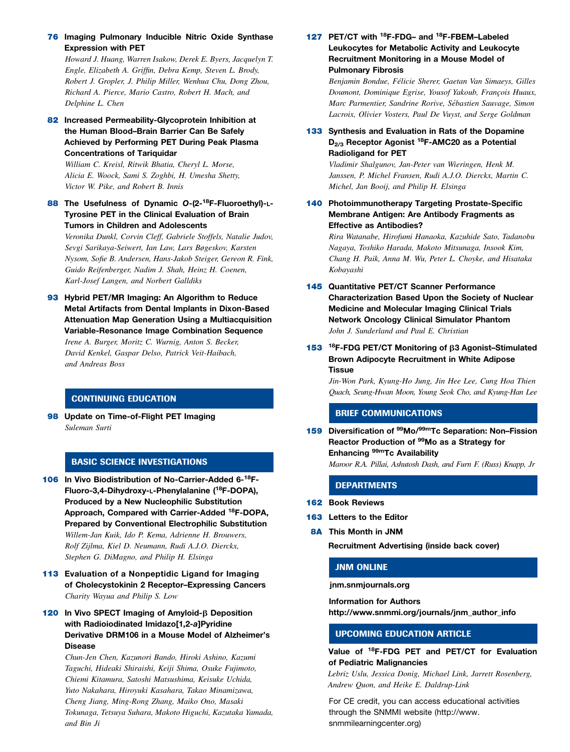**76 Imaging Pulmonary Inducible Nitric Oxide Synthase Expression with PET**
*Howard J. Huang, Warren Isakow, Derek E. Byers, Jacquelyn T. Engle, Elizabeth A. Griffin, Debra Kemp, Steven L. Brody, Robert J. Gropler, J. Philip Miller, Wenhua Chu, Dong Zhou, Richard A. Pierce, Mario Castro, Robert H. Mach, and Delphine L. Chen*

**82 Increased Permeability-Glycoprotein Inhibition at the Human Blood–Brain Barrier Can Be Safely Achieved by Performing PET During Peak Plasma Concentrations of Tariquidar**
*William C. Kreisl, Ritwik Bhatia, Cheryl L. Morse, Alicia E. Woock, Sami S. Zoghbi, H. Umesha Shetty, Victor W. Pike, and Robert B. Innis*

**88 The Usefulness of Dynamic O-(2-$^{18}$F-Fluoroethyl)-L-Tyrosine PET in the Clinical Evaluation of Brain Tumors in Children and Adolescents**
*Veronika Dunkl, Corvin Cleff, Gabriele Stoffels, Natalie Judov, Sevgi Sarikaya-Seiwert, Ian Law, Lars Bøgeskov, Karsten Nysom, Sofie B. Andersen, Hans-Jakob Steiger, Gereon R. Fink, Guido Reifenberger, Nadim J. Shah, Heinz H. Coenen, Karl-Josef Langen, and Norbert Galldiks*

**93 Hybrid PET/MR Imaging: An Algorithm to Reduce Metal Artifacts from Dental Implants in Dixon-Based Attenuation Map Generation Using a Multiacquisition Variable-Resonance Image Combination Sequence**
*Irene A. Burger, Moritz C. Wurnig, Anton S. Becker, David Kenkel, Gaspar Delso, Patrick Veit-Haibach, and Andreas Boss*

## CONTINUING EDUCATION

**98 Update on Time-of-Flight PET Imaging**
*Suleman Surti*

## BASIC SCIENCE INVESTIGATIONS

**106 In Vivo Biodistribution of No-Carrier-Added 6-$^{18}$F-Fluoro-3,4-Dihydroxy-L-Phenylalanine ($^{18}$F-DOPA), Produced by a New Nucleophilic Substitution Approach, Compared with Carrier-Added $^{18}$F-DOPA, Prepared by Conventional Electrophilic Substitution**
*Willem-Jan Kuik, Ido P. Kema, Adrienne H. Brouwers, Rolf Zijlma, Kiel D. Neumann, Rudi A.J.O. Dierckx, Stephen G. DiMagno, and Philip H. Elsinga*

**113 Evaluation of a Nonpeptidic Ligand for Imaging of Cholecystokinin 2 Receptor–Expressing Cancers**
*Charity Wayua and Philip S. Low*

**120 In Vivo SPECT Imaging of Amyloid-β Deposition with Radioiodinated Imidazo[1,2-a]Pyridine Derivative DRM106 in a Mouse Model of Alzheimer's Disease**
*Chun-Jen Chen, Kazunori Bando, Hiroki Ashino, Kazumi Taguchi, Hideaki Shiraishi, Keiji Shima, Osuke Fujimoto, Chiemi Kitamura, Satoshi Matsushima, Keisuke Uchida, Yuto Nakahara, Hiroyuki Kasahara, Takao Minamizawa, Cheng Jiang, Ming-Rong Zhang, Maiko Ono, Masaki Tokunaga, Tetsuya Suhara, Makoto Higuchi, Kazutaka Yamada, and Bin Ji*

**127 PET/CT with $^{18}$F-FDG– and $^{18}$F-FBEM–Labeled Leukocytes for Metabolic Activity and Leukocyte Recruitment Monitoring in a Mouse Model of Pulmonary Fibrosis**
*Benjamin Bondue, Félicie Sherer, Gaetan Van Simaeys, Gilles Doumont, Dominique Egrise, Yousof Yakoub, François Huaux, Marc Parmentier, Sandrine Rorive, Sébastien Sauvage, Simon Lacroix, Olivier Vosters, Paul De Vuyst, and Serge Goldman*

**133 Synthesis and Evaluation in Rats of the Dopamine $D_{2/3}$ Receptor Agonist $^{18}$F-AMC20 as a Potential Radioligand for PET**
*Vladimir Shalgunov, Jan-Peter van Wieringen, Henk M. Janssen, P. Michel Fransen, Rudi A.J.O. Dierckx, Martin C. Michel, Jan Booij, and Philip H. Elsinga*

**140 Photoimmunotherapy Targeting Prostate-Specific Membrane Antigen: Are Antibody Fragments as Effective as Antibodies?**
*Rira Watanabe, Hirofumi Hanaoka, Kazuhide Sato, Tadanobu Nagaya, Toshiko Harada, Makoto Mitsunaga, Insook Kim, Chang H. Paik, Anna M. Wu, Peter L. Choyke, and Hisataka Kobayashi*

**145 Quantitative PET/CT Scanner Performance Characterization Based Upon the Society of Nuclear Medicine and Molecular Imaging Clinical Trials Network Oncology Clinical Simulator Phantom**
*John J. Sunderland and Paul E. Christian*

**153 $^{18}$F-FDG PET/CT Monitoring of β3 Agonist–Stimulated Brown Adipocyte Recruitment in White Adipose Tissue**
*Jin-Won Park, Kyung-Ho Jung, Jin Hee Lee, Cung Hoa Thien Quach, Seung-Hwan Moon, Young Seok Cho, and Kyung-Han Lee*

## BRIEF COMMUNICATIONS

**159 Diversification of $^{99}$Mo/$^{99m}$Tc Separation: Non–Fission Reactor Production of $^{99}$Mo as a Strategy for Enhancing $^{99m}$Tc Availability**
*Maroor R.A. Pillai, Ashutosh Dash, and Furn F. (Russ) Knapp, Jr*

## DEPARTMENTS

**162 Book Reviews**

**163 Letters to the Editor**

**8A This Month in JNM**

**Recruitment Advertising (inside back cover)**

## JNM ONLINE

**jnm.snmjournals.org**

**Information for Authors**
**http://www.snmmi.org/journals/jnm_author_info**

## UPCOMING EDUCATION ARTICLE

**Value of $^{18}$F-FDG PET and PET/CT for Evaluation of Pediatric Malignancies**
*Lebriz Uslu, Jessica Donig, Michael Link, Jarrett Rosenberg, Andrew Quon, and Heike E. Daldrup-Link*

For CE credit, you can access educational activities through the SNMMI website (http://www.snmmilearningcenter.org)